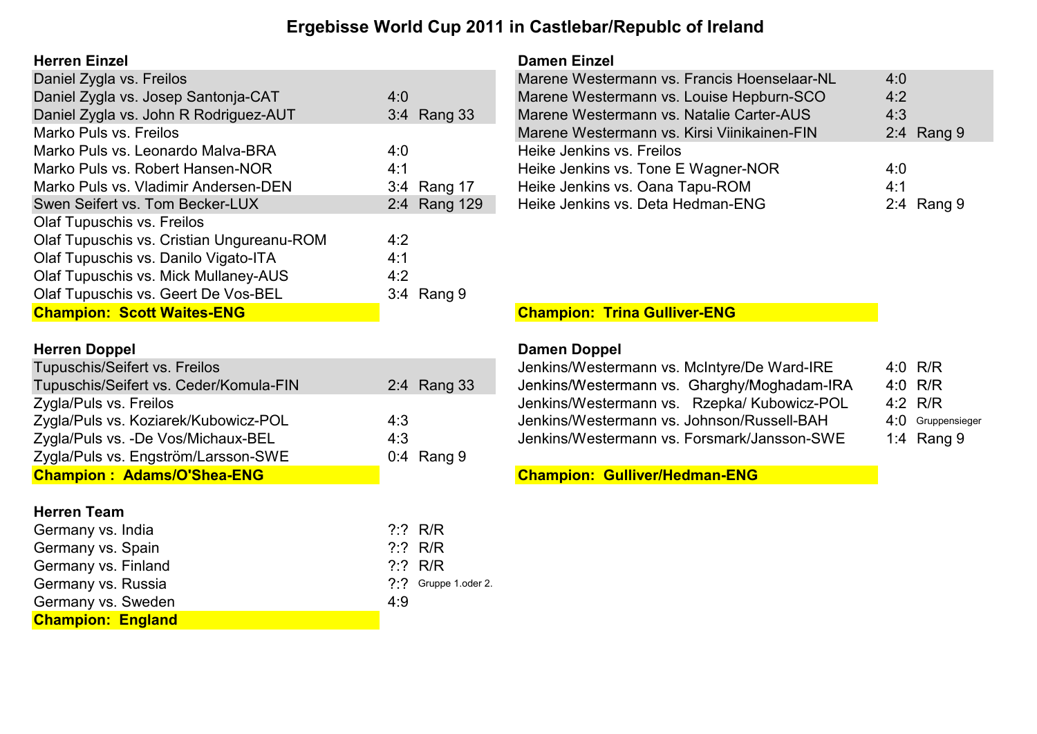# Ergebisse World Cup 2011 in Castlebar/Republc of Ireland

## Herren Einzel

| Match | Ergebnis | Rang |
|---|---|---|
| Daniel Zygla vs. Freilos | | |
| Daniel Zygla vs. Josep Santonja-CAT | 4:0 | |
| Daniel Zygla vs. John R Rodriguez-AUT | 3:4 | Rang 33 |
| Marko Puls vs. Freilos | | |
| Marko Puls vs. Leonardo Malva-BRA | 4:0 | |
| Marko Puls vs. Robert Hansen-NOR | 4:1 | |
| Marko Puls vs. Vladimir Andersen-DEN | 3:4 | Rang 17 |
| Swen Seifert vs. Tom Becker-LUX | 2:4 | Rang 129 |
| Olaf Tupuschis vs. Freilos | | |
| Olaf Tupuschis vs. Cristian Ungureanu-ROM | 4:2 | |
| Olaf Tupuschis vs. Danilo Vigato-ITA | 4:1 | |
| Olaf Tupuschis vs. Mick Mullaney-AUS | 4:2 | |
| Olaf Tupuschis vs. Geert De Vos-BEL | 3:4 | Rang 9 |

**Champion: Scott Waites-ENG**

## Damen Einzel

| Match | Ergebnis | Rang |
|---|---|---|
| Marene Westermann vs. Francis Hoenselaar-NL | 4:0 | |
| Marene Westermann vs. Louise Hepburn-SCO | 4:2 | |
| Marene Westermann vs. Natalie Carter-AUS | 4:3 | |
| Marene Westermann vs. Kirsi Viinikainen-FIN | 2:4 | Rang 9 |
| Heike Jenkins vs. Freilos | | |
| Heike Jenkins vs. Tone E Wagner-NOR | 4:0 | |
| Heike Jenkins vs. Oana Tapu-ROM | 4:1 | |
| Heike Jenkins vs. Deta Hedman-ENG | 2:4 | Rang 9 |

**Champion: Trina Gulliver-ENG**

## Herren Doppel

| Match | Ergebnis | Rang |
|---|---|---|
| Tupuschis/Seifert vs. Freilos | | |
| Tupuschis/Seifert vs. Ceder/Komula-FIN | 2:4 | Rang 33 |
| Zygla/Puls vs. Freilos | | |
| Zygla/Puls vs. Koziarek/Kubowicz-POL | 4:3 | |
| Zygla/Puls vs. -De Vos/Michaux-BEL | 4:3 | |
| Zygla/Puls vs. Engström/Larsson-SWE | 0:4 | Rang 9 |

**Champion : Adams/O'Shea-ENG**

## Damen Doppel

| Match | Ergebnis | Rang |
|---|---|---|
| Jenkins/Westermann vs. McIntyre/De Ward-IRE | 4:0 | R/R |
| Jenkins/Westermann vs. Gharghy/Moghadam-IRA | 4:0 | R/R |
| Jenkins/Westermann vs. Rzepka/ Kubowicz-POL | 4:2 | R/R |
| Jenkins/Westermann vs. Johnson/Russell-BAH | 4:0 | Gruppensieger |
| Jenkins/Westermann vs. Forsmark/Jansson-SWE | 1:4 | Rang 9 |

**Champion: Gulliver/Hedman-ENG**

## Herren Team

| Match | Ergebnis | Rang |
|---|---|---|
| Germany vs. India | ?:? | R/R |
| Germany vs. Spain | ?:? | R/R |
| Germany vs. Finland | ?:? | R/R |
| Germany vs. Russia | ?:? | Gruppe 1.oder 2. |
| Germany vs. Sweden | 4:9 | |

**Champion: England**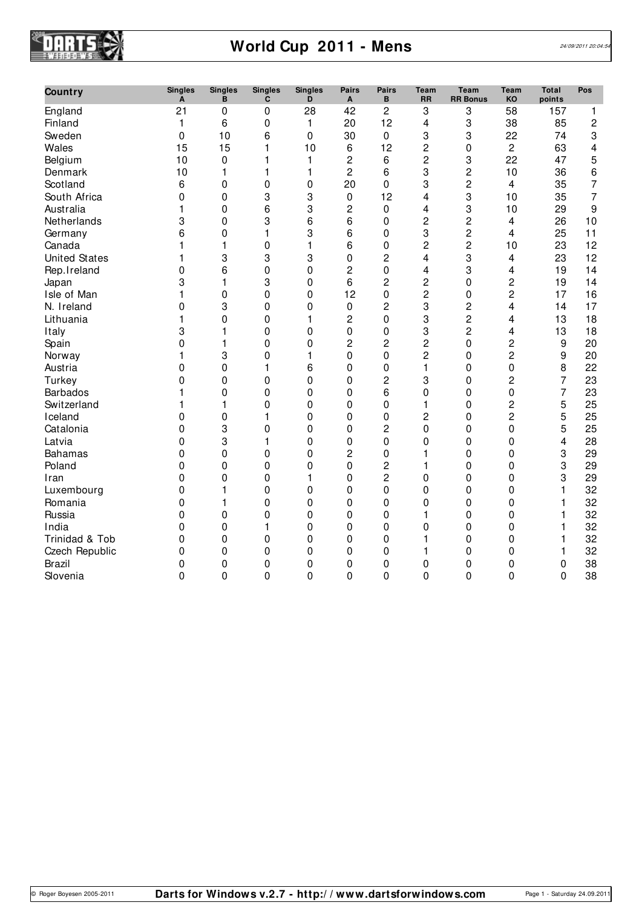# World Cup 2011 - Mens

| Country | Singles A | Singles B | Singles C | Singles D | Pairs A | Pairs B | Team RR | Team RR Bonus | Team KO | Total points | Pos |
|---|---|---|---|---|---|---|---|---|---|---|---|
| England | 21 | 0 | 0 | 28 | 42 | 2 | 3 | 3 | 58 | 157 | 1 |
| Finland | 1 | 6 | 0 | 1 | 20 | 12 | 4 | 3 | 38 | 85 | 2 |
| Sweden | 0 | 10 | 6 | 0 | 30 | 0 | 3 | 3 | 22 | 74 | 3 |
| Wales | 15 | 15 | 1 | 10 | 6 | 12 | 2 | 0 | 2 | 63 | 4 |
| Belgium | 10 | 0 | 1 | 1 | 2 | 6 | 2 | 3 | 22 | 47 | 5 |
| Denmark | 10 | 1 | 1 | 1 | 2 | 6 | 3 | 2 | 10 | 36 | 6 |
| Scotland | 6 | 0 | 0 | 0 | 20 | 0 | 3 | 2 | 4 | 35 | 7 |
| South Africa | 0 | 0 | 3 | 3 | 0 | 12 | 4 | 3 | 10 | 35 | 7 |
| Australia | 1 | 0 | 6 | 3 | 2 | 0 | 4 | 3 | 10 | 29 | 9 |
| Netherlands | 3 | 0 | 3 | 6 | 6 | 0 | 2 | 2 | 4 | 26 | 10 |
| Germany | 6 | 0 | 1 | 3 | 6 | 0 | 3 | 2 | 4 | 25 | 11 |
| Canada | 1 | 1 | 0 | 1 | 6 | 0 | 2 | 2 | 10 | 23 | 12 |
| United States | 1 | 3 | 3 | 3 | 0 | 2 | 4 | 3 | 4 | 23 | 12 |
| Rep.Ireland | 0 | 6 | 0 | 0 | 2 | 0 | 4 | 3 | 4 | 19 | 14 |
| Japan | 3 | 1 | 3 | 0 | 6 | 2 | 2 | 0 | 2 | 19 | 14 |
| Isle of Man | 1 | 0 | 0 | 0 | 12 | 0 | 2 | 0 | 2 | 17 | 16 |
| N. Ireland | 0 | 3 | 0 | 0 | 0 | 2 | 3 | 2 | 4 | 14 | 17 |
| Lithuania | 1 | 0 | 0 | 1 | 2 | 0 | 3 | 2 | 4 | 13 | 18 |
| Italy | 3 | 1 | 0 | 0 | 0 | 0 | 3 | 2 | 4 | 13 | 18 |
| Spain | 0 | 1 | 0 | 0 | 2 | 2 | 2 | 0 | 2 | 9 | 20 |
| Norway | 1 | 3 | 0 | 1 | 0 | 0 | 2 | 0 | 2 | 9 | 20 |
| Austria | 0 | 0 | 1 | 6 | 0 | 0 | 1 | 0 | 0 | 8 | 22 |
| Turkey | 0 | 0 | 0 | 0 | 0 | 2 | 3 | 0 | 2 | 7 | 23 |
| Barbados | 1 | 0 | 0 | 0 | 0 | 6 | 0 | 0 | 0 | 7 | 23 |
| Switzerland | 1 | 1 | 0 | 0 | 0 | 0 | 1 | 0 | 2 | 5 | 25 |
| Iceland | 0 | 0 | 1 | 0 | 0 | 0 | 2 | 0 | 2 | 5 | 25 |
| Catalonia | 0 | 3 | 0 | 0 | 0 | 2 | 0 | 0 | 0 | 5 | 25 |
| Latvia | 0 | 3 | 1 | 0 | 0 | 0 | 0 | 0 | 0 | 4 | 28 |
| Bahamas | 0 | 0 | 0 | 0 | 2 | 0 | 1 | 0 | 0 | 3 | 29 |
| Poland | 0 | 0 | 0 | 0 | 0 | 2 | 1 | 0 | 0 | 3 | 29 |
| Iran | 0 | 0 | 0 | 1 | 0 | 2 | 0 | 0 | 0 | 3 | 29 |
| Luxembourg | 0 | 1 | 0 | 0 | 0 | 0 | 0 | 0 | 0 | 1 | 32 |
| Romania | 0 | 1 | 0 | 0 | 0 | 0 | 0 | 0 | 0 | 1 | 32 |
| Russia | 0 | 0 | 0 | 0 | 0 | 0 | 1 | 0 | 0 | 1 | 32 |
| India | 0 | 0 | 1 | 0 | 0 | 0 | 0 | 0 | 0 | 1 | 32 |
| Trinidad & Tob | 0 | 0 | 0 | 0 | 0 | 0 | 1 | 0 | 0 | 1 | 32 |
| Czech Republic | 0 | 0 | 0 | 0 | 0 | 0 | 1 | 0 | 0 | 1 | 32 |
| Brazil | 0 | 0 | 0 | 0 | 0 | 0 | 0 | 0 | 0 | 0 | 38 |
| Slovenia | 0 | 0 | 0 | 0 | 0 | 0 | 0 | 0 | 0 | 0 | 38 |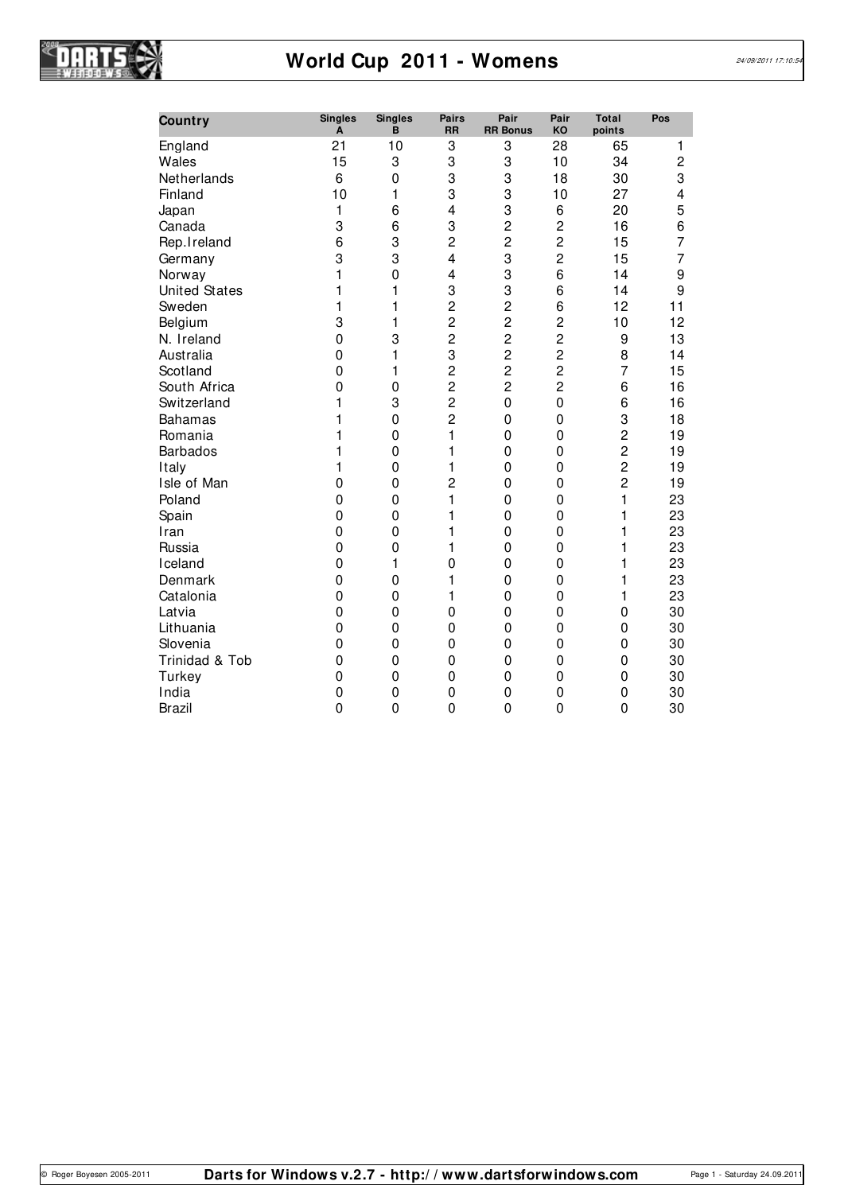# World Cup 2011 - Womens

| Country | Singles A | Singles B | Pairs RR | Pair RR Bonus | Pair KO | Total points | Pos |
|---|---|---|---|---|---|---|---|
| England | 21 | 10 | 3 | 3 | 28 | 65 | 1 |
| Wales | 15 | 3 | 3 | 3 | 10 | 34 | 2 |
| Netherlands | 6 | 0 | 3 | 3 | 18 | 30 | 3 |
| Finland | 10 | 1 | 3 | 3 | 10 | 27 | 4 |
| Japan | 1 | 6 | 4 | 3 | 6 | 20 | 5 |
| Canada | 3 | 6 | 3 | 2 | 2 | 16 | 6 |
| Rep.Ireland | 6 | 3 | 2 | 2 | 2 | 15 | 7 |
| Germany | 3 | 3 | 4 | 3 | 2 | 15 | 7 |
| Norway | 1 | 0 | 4 | 3 | 6 | 14 | 9 |
| United States | 1 | 1 | 3 | 3 | 6 | 14 | 9 |
| Sweden | 1 | 1 | 2 | 2 | 6 | 12 | 11 |
| Belgium | 3 | 1 | 2 | 2 | 2 | 10 | 12 |
| N. Ireland | 0 | 3 | 2 | 2 | 2 | 9 | 13 |
| Australia | 0 | 1 | 3 | 2 | 2 | 8 | 14 |
| Scotland | 0 | 1 | 2 | 2 | 2 | 7 | 15 |
| South Africa | 0 | 0 | 2 | 2 | 2 | 6 | 16 |
| Switzerland | 1 | 3 | 2 | 0 | 0 | 6 | 16 |
| Bahamas | 1 | 0 | 2 | 0 | 0 | 3 | 18 |
| Romania | 1 | 0 | 1 | 0 | 0 | 2 | 19 |
| Barbados | 1 | 0 | 1 | 0 | 0 | 2 | 19 |
| Italy | 1 | 0 | 1 | 0 | 0 | 2 | 19 |
| Isle of Man | 0 | 0 | 2 | 0 | 0 | 2 | 19 |
| Poland | 0 | 0 | 1 | 0 | 0 | 1 | 23 |
| Spain | 0 | 0 | 1 | 0 | 0 | 1 | 23 |
| Iran | 0 | 0 | 1 | 0 | 0 | 1 | 23 |
| Russia | 0 | 0 | 1 | 0 | 0 | 1 | 23 |
| Iceland | 0 | 1 | 0 | 0 | 0 | 1 | 23 |
| Denmark | 0 | 0 | 1 | 0 | 0 | 1 | 23 |
| Catalonia | 0 | 0 | 1 | 0 | 0 | 1 | 23 |
| Latvia | 0 | 0 | 0 | 0 | 0 | 0 | 30 |
| Lithuania | 0 | 0 | 0 | 0 | 0 | 0 | 30 |
| Slovenia | 0 | 0 | 0 | 0 | 0 | 0 | 30 |
| Trinidad & Tob | 0 | 0 | 0 | 0 | 0 | 0 | 30 |
| Turkey | 0 | 0 | 0 | 0 | 0 | 0 | 30 |
| India | 0 | 0 | 0 | 0 | 0 | 0 | 30 |
| Brazil | 0 | 0 | 0 | 0 | 0 | 0 | 30 |